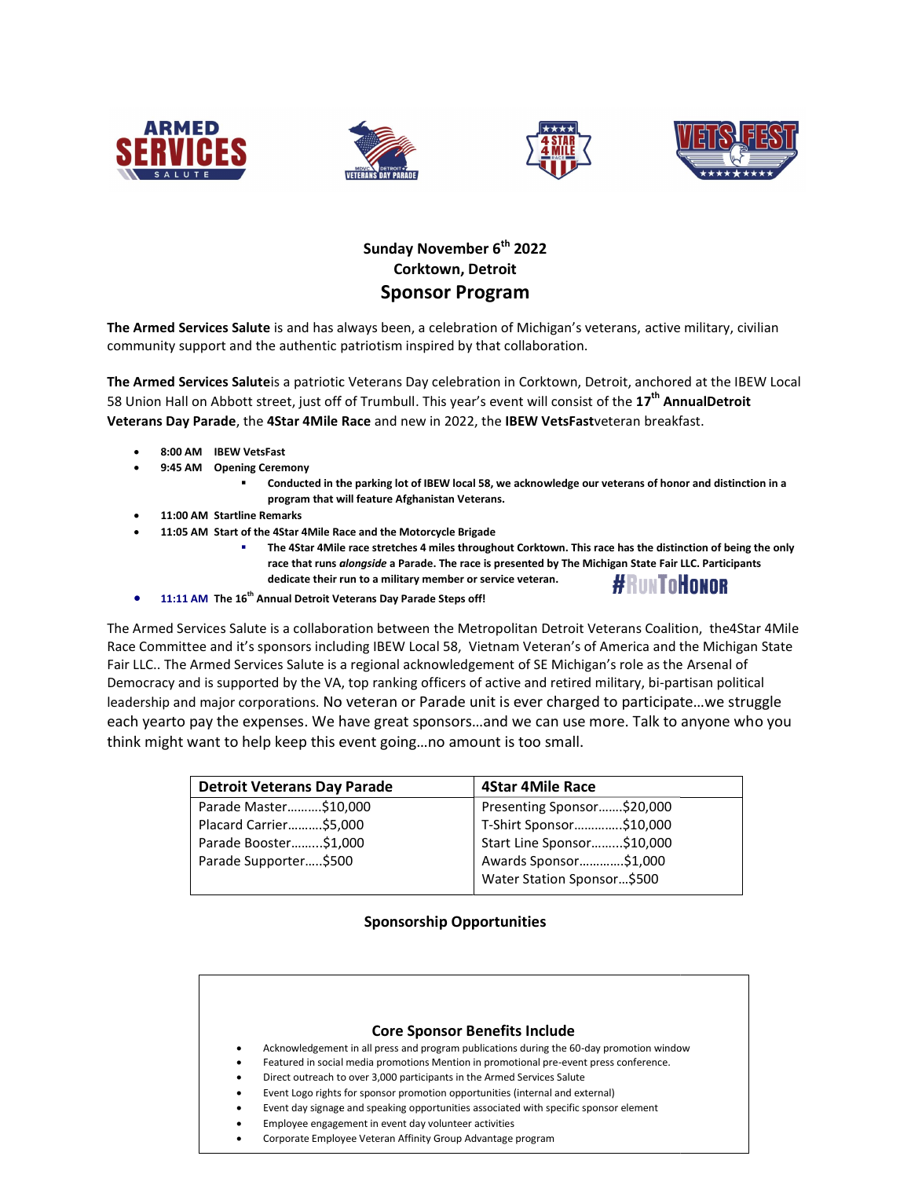**Sunday November 6th 2022**
**Corktown, Detroit**
## Sponsor Program

**The Armed Services Salute** is and has always been, a celebration of Michigan's veterans, active military, civilian community support and the authentic patriotism inspired by that collaboration.

**The Armed Services Salute**is a patriotic Veterans Day celebration in Corktown, Detroit, anchored at the IBEW Local 58 Union Hall on Abbott street, just off of Trumbull. This year's event will consist of the **17th AnnualDetroit Veterans Day Parade**, the **4Star 4Mile Race** and new in 2022, the **IBEW VetsFast**veteran breakfast.

- **8:00 AM IBEW VetsFast**
- **9:45 AM Opening Ceremony**
  - **Conducted in the parking lot of IBEW local 58, we acknowledge our veterans of honor and distinction in a program that will feature Afghanistan Veterans.**
- **11:00 AM Startline Remarks**
- **11:05 AM Start of the 4Star 4Mile Race and the Motorcycle Brigade**
  - **The 4Star 4Mile race stretches 4 miles throughout Corktown. This race has the distinction of being the only race that runs *alongside* a Parade. The race is presented by The Michigan State Fair LLC. Participants dedicate their run to a military member or service veteran.** #RunToHonor
- **11:11 AM The 16th Annual Detroit Veterans Day Parade Steps off!**

The Armed Services Salute is a collaboration between the Metropolitan Detroit Veterans Coalition, the4Star 4Mile Race Committee and it's sponsors including IBEW Local 58, Vietnam Veteran's of America and the Michigan State Fair LLC.. The Armed Services Salute is a regional acknowledgement of SE Michigan's role as the Arsenal of Democracy and is supported by the VA, top ranking officers of active and retired military, bi-partisan political leadership and major corporations. No veteran or Parade unit is ever charged to participate…we struggle each yearto pay the expenses. We have great sponsors…and we can use more. Talk to anyone who you think might want to help keep this event going…no amount is too small.

| Detroit Veterans Day Parade | 4Star 4Mile Race |
|---|---|
| Parade Master……….$10,000 | Presenting Sponsor…….$20,000 |
| Placard Carrier……….$5,000 | T-Shirt Sponsor…………..$10,000 |
| Parade Booster………$1,000 | Start Line Sponsor………$10,000 |
| Parade Supporter…..$500 | Awards Sponsor………….$1,000 |
| | Water Station Sponsor…$500 |

### Sponsorship Opportunities

### Core Sponsor Benefits Include

- Acknowledgement in all press and program publications during the 60-day promotion window
- Featured in social media promotions Mention in promotional pre-event press conference.
- Direct outreach to over 3,000 participants in the Armed Services Salute
- Event Logo rights for sponsor promotion opportunities (internal and external)
- Event day signage and speaking opportunities associated with specific sponsor element
- Employee engagement in event day volunteer activities
- Corporate Employee Veteran Affinity Group Advantage program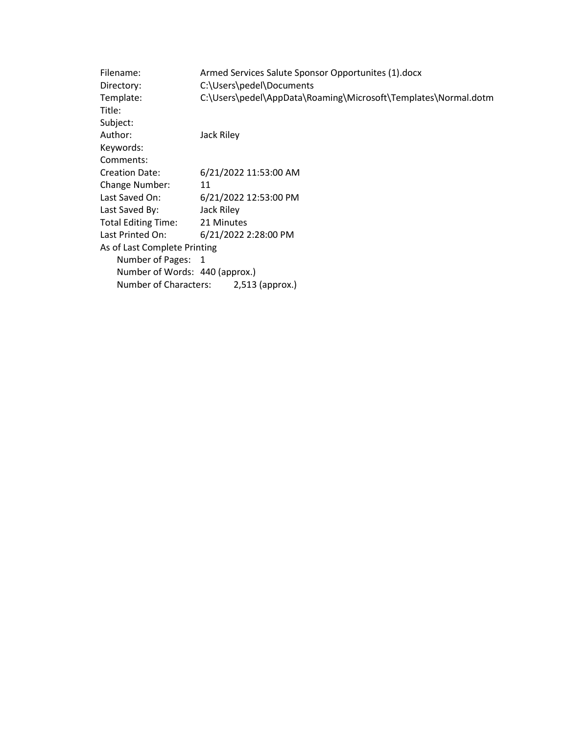| | |
|---|---|
| Filename: | Armed Services Salute Sponsor Opportunites (1).docx |
| Directory: | C:\Users\pedel\Documents |
| Template: | C:\Users\pedel\AppData\Roaming\Microsoft\Templates\Normal.dotm |
| Title: | |
| Subject: | |
| Author: | Jack Riley |
| Keywords: | |
| Comments: | |
| Creation Date: | 6/21/2022 11:53:00 AM |
| Change Number: | 11 |
| Last Saved On: | 6/21/2022 12:53:00 PM |
| Last Saved By: | Jack Riley |
| Total Editing Time: | 21 Minutes |
| Last Printed On: | 6/21/2022 2:28:00 PM |

As of Last Complete Printing

- Number of Pages: 1
- Number of Words: 440 (approx.)
- Number of Characters: 2,513 (approx.)